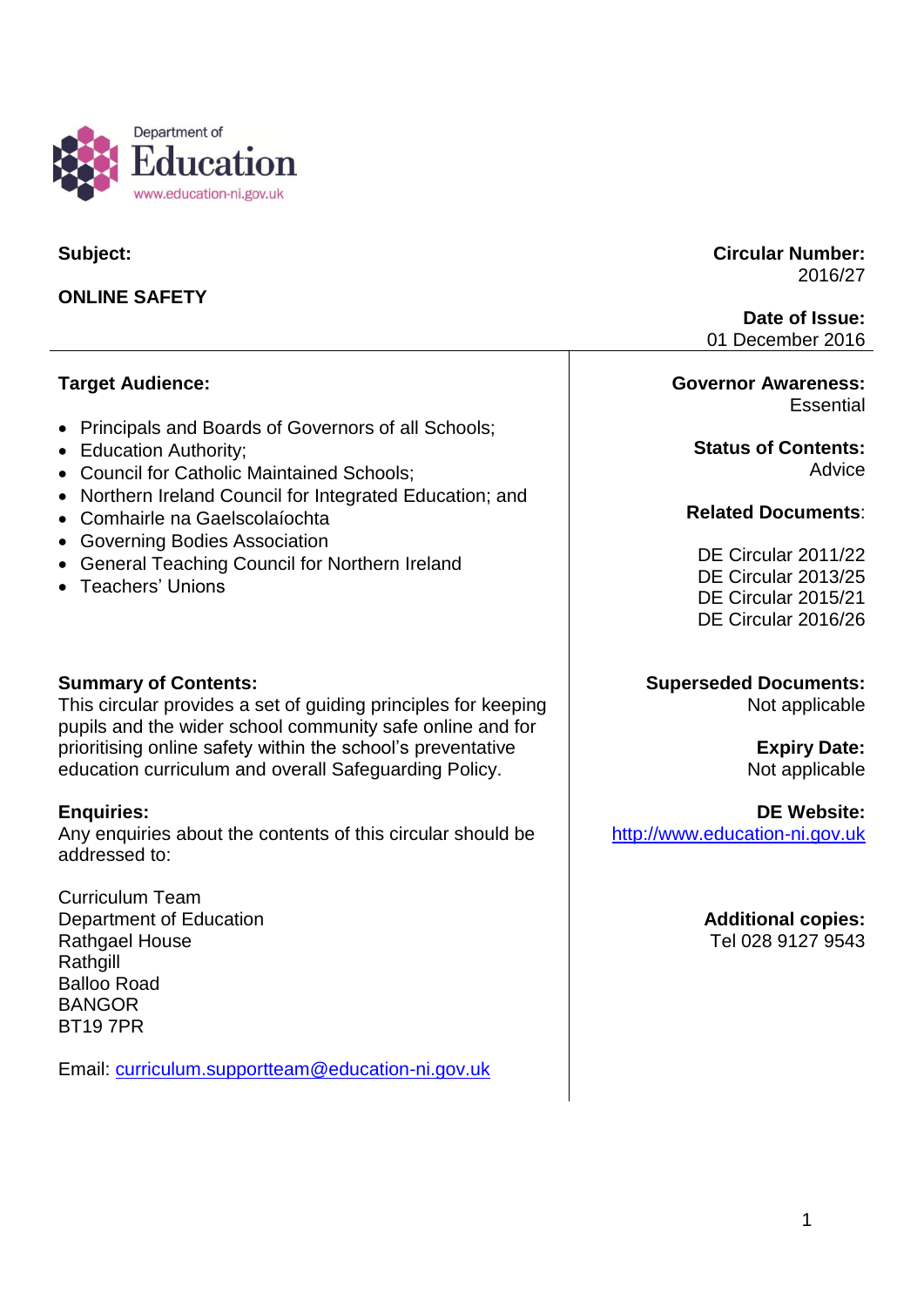Department of
Education
www.education-ni.gov.uk

**Subject:**

**ONLINE SAFETY**

**Circular Number:**
2016/27

**Date of Issue:**
01 December 2016

**Target Audience:**

- Principals and Boards of Governors of all Schools;
- Education Authority;
- Council for Catholic Maintained Schools;
- Northern Ireland Council for Integrated Education; and
- Comhairle na Gaelscolaíochta
- Governing Bodies Association
- General Teaching Council for Northern Ireland
- Teachers' Unions

**Summary of Contents:**
This circular provides a set of guiding principles for keeping pupils and the wider school community safe online and for prioritising online safety within the school's preventative education curriculum and overall Safeguarding Policy.

**Enquiries:**
Any enquiries about the contents of this circular should be addressed to:

Curriculum Team
Department of Education
Rathgael House
Rathgill
Balloo Road
BANGOR
BT19 7PR

Email: curriculum.supportteam@education-ni.gov.uk

**Governor Awareness:**
Essential

**Status of Contents:**
Advice

**Related Documents:**

DE Circular 2011/22
DE Circular 2013/25
DE Circular 2015/21
DE Circular 2016/26

**Superseded Documents:**
Not applicable

**Expiry Date:**
Not applicable

**DE Website:**
http://www.education-ni.gov.uk

**Additional copies:**
Tel 028 9127 9543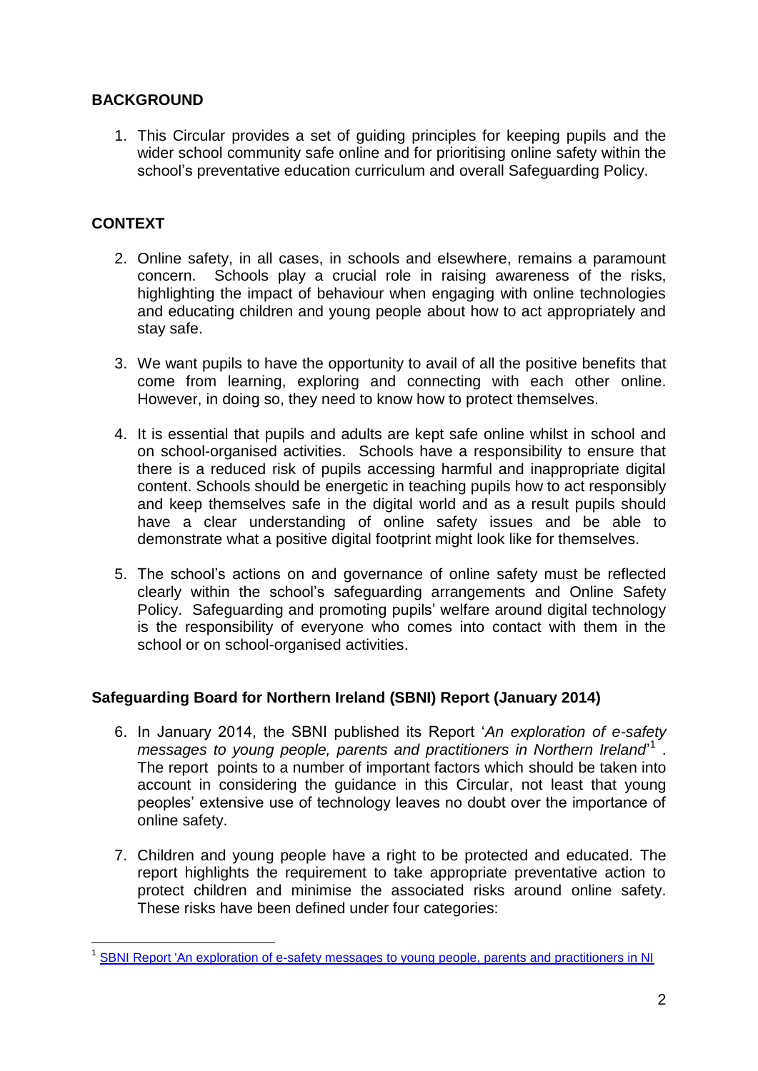## BACKGROUND

1. This Circular provides a set of guiding principles for keeping pupils and the wider school community safe online and for prioritising online safety within the school's preventative education curriculum and overall Safeguarding Policy.

## CONTEXT

2. Online safety, in all cases, in schools and elsewhere, remains a paramount concern. Schools play a crucial role in raising awareness of the risks, highlighting the impact of behaviour when engaging with online technologies and educating children and young people about how to act appropriately and stay safe.

3. We want pupils to have the opportunity to avail of all the positive benefits that come from learning, exploring and connecting with each other online. However, in doing so, they need to know how to protect themselves.

4. It is essential that pupils and adults are kept safe online whilst in school and on school-organised activities. Schools have a responsibility to ensure that there is a reduced risk of pupils accessing harmful and inappropriate digital content. Schools should be energetic in teaching pupils how to act responsibly and keep themselves safe in the digital world and as a result pupils should have a clear understanding of online safety issues and be able to demonstrate what a positive digital footprint might look like for themselves.

5. The school's actions on and governance of online safety must be reflected clearly within the school's safeguarding arrangements and Online Safety Policy. Safeguarding and promoting pupils' welfare around digital technology is the responsibility of everyone who comes into contact with them in the school or on school-organised activities.

### Safeguarding Board for Northern Ireland (SBNI) Report (January 2014)

6. In January 2014, the SBNI published its Report '*An exploration of e-safety messages to young people, parents and practitioners in Northern Ireland*'[1]. The report points to a number of important factors which should be taken into account in considering the guidance in this Circular, not least that young peoples' extensive use of technology leaves no doubt over the importance of online safety.

7. Children and young people have a right to be protected and educated. The report highlights the requirement to take appropriate preventative action to protect children and minimise the associated risks around online safety. These risks have been defined under four categories:

[1] SBNI Report 'An exploration of e-safety messages to young people, parents and practitioners in NI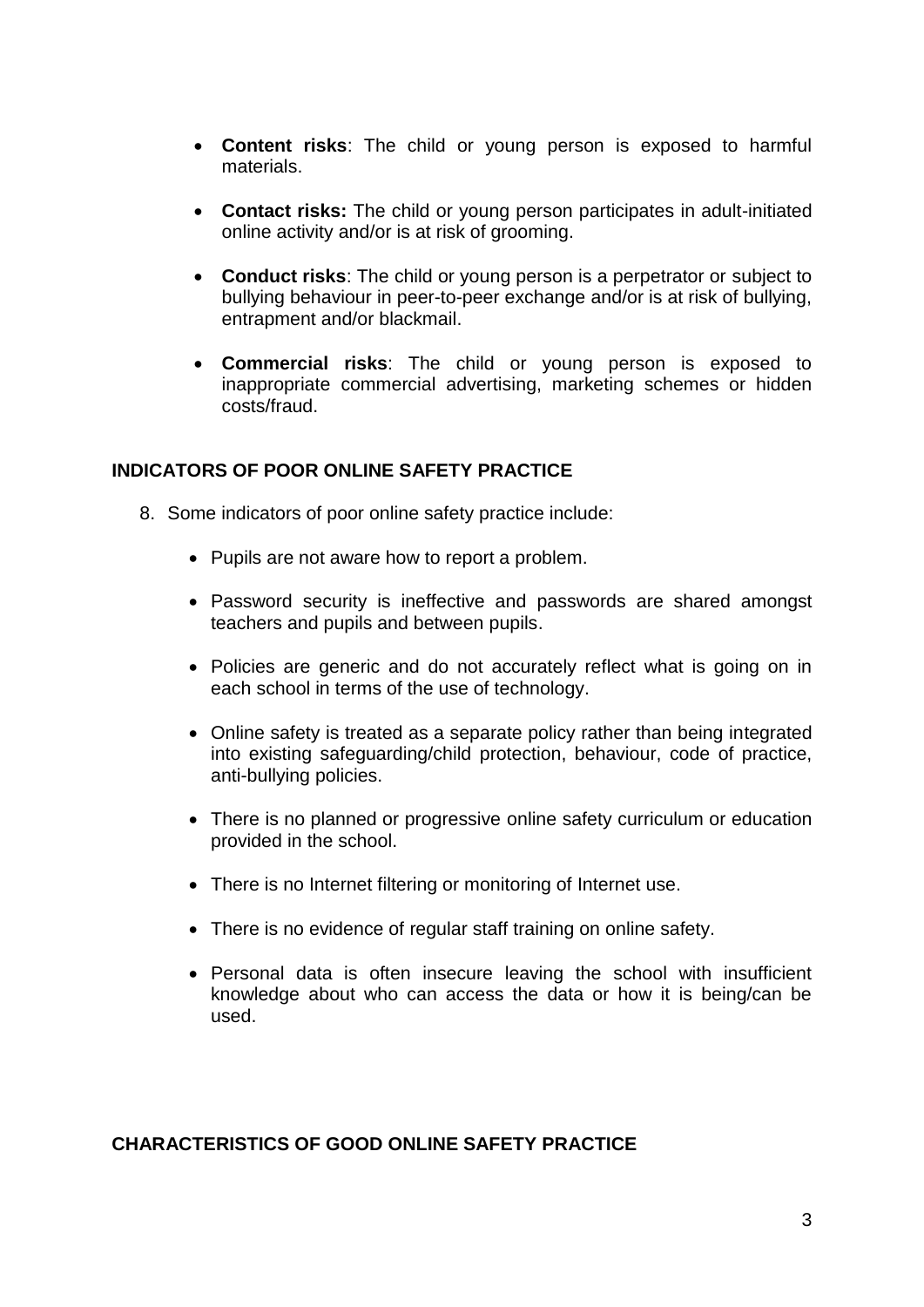- **Content risks**: The child or young person is exposed to harmful materials.

- **Contact risks:** The child or young person participates in adult-initiated online activity and/or is at risk of grooming.

- **Conduct risks**: The child or young person is a perpetrator or subject to bullying behaviour in peer-to-peer exchange and/or is at risk of bullying, entrapment and/or blackmail.

- **Commercial risks**: The child or young person is exposed to inappropriate commercial advertising, marketing schemes or hidden costs/fraud.

## INDICATORS OF POOR ONLINE SAFETY PRACTICE

8. Some indicators of poor online safety practice include:

    - Pupils are not aware how to report a problem.

    - Password security is ineffective and passwords are shared amongst teachers and pupils and between pupils.

    - Policies are generic and do not accurately reflect what is going on in each school in terms of the use of technology.

    - Online safety is treated as a separate policy rather than being integrated into existing safeguarding/child protection, behaviour, code of practice, anti-bullying policies.

    - There is no planned or progressive online safety curriculum or education provided in the school.

    - There is no Internet filtering or monitoring of Internet use.

    - There is no evidence of regular staff training on online safety.

    - Personal data is often insecure leaving the school with insufficient knowledge about who can access the data or how it is being/can be used.

## CHARACTERISTICS OF GOOD ONLINE SAFETY PRACTICE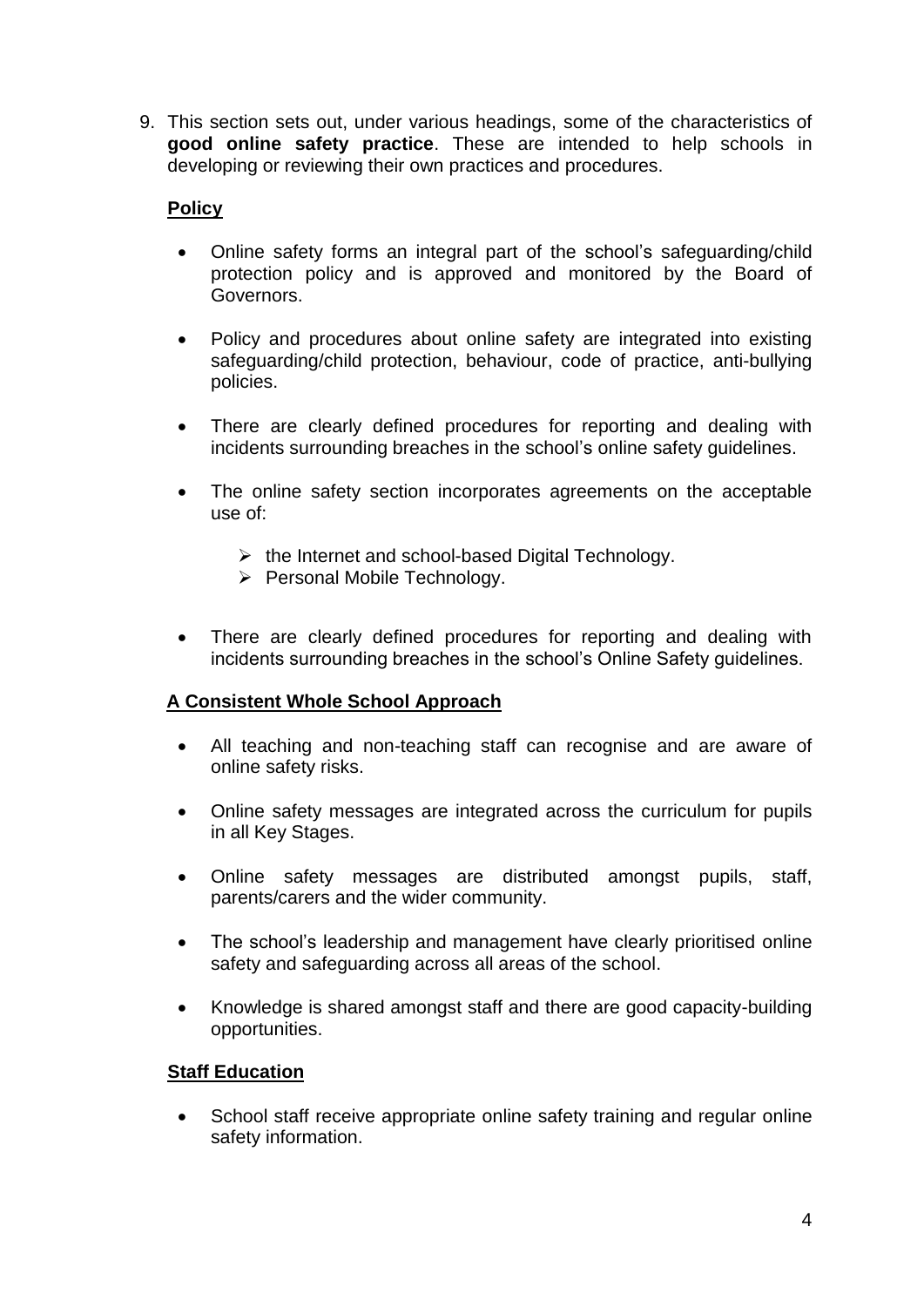9. This section sets out, under various headings, some of the characteristics of **good online safety practice**. These are intended to help schools in developing or reviewing their own practices and procedures.

**Policy**

- Online safety forms an integral part of the school's safeguarding/child protection policy and is approved and monitored by the Board of Governors.
- Policy and procedures about online safety are integrated into existing safeguarding/child protection, behaviour, code of practice, anti-bullying policies.
- There are clearly defined procedures for reporting and dealing with incidents surrounding breaches in the school's online safety guidelines.
- The online safety section incorporates agreements on the acceptable use of:
    - the Internet and school-based Digital Technology.
    - Personal Mobile Technology.
- There are clearly defined procedures for reporting and dealing with incidents surrounding breaches in the school's Online Safety guidelines.

**A Consistent Whole School Approach**

- All teaching and non-teaching staff can recognise and are aware of online safety risks.
- Online safety messages are integrated across the curriculum for pupils in all Key Stages.
- Online safety messages are distributed amongst pupils, staff, parents/carers and the wider community.
- The school's leadership and management have clearly prioritised online safety and safeguarding across all areas of the school.
- Knowledge is shared amongst staff and there are good capacity-building opportunities.

**Staff Education**

- School staff receive appropriate online safety training and regular online safety information.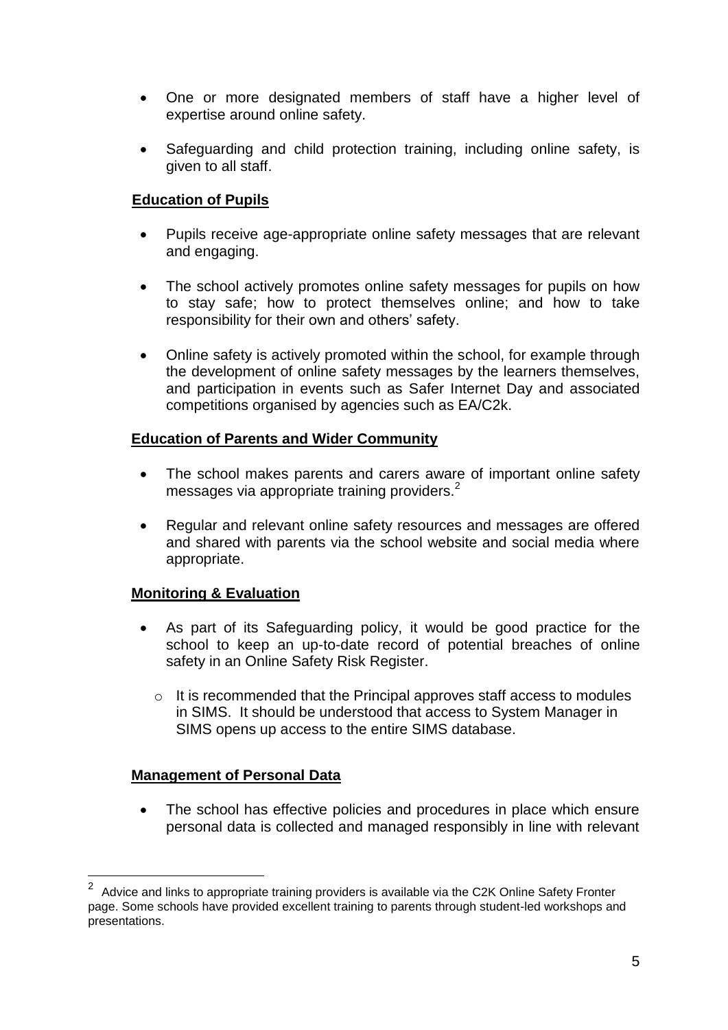- One or more designated members of staff have a higher level of expertise around online safety.
- Safeguarding and child protection training, including online safety, is given to all staff.

**Education of Pupils**

- Pupils receive age-appropriate online safety messages that are relevant and engaging.
- The school actively promotes online safety messages for pupils on how to stay safe; how to protect themselves online; and how to take responsibility for their own and others' safety.
- Online safety is actively promoted within the school, for example through the development of online safety messages by the learners themselves, and participation in events such as Safer Internet Day and associated competitions organised by agencies such as EA/C2k.

**Education of Parents and Wider Community**

- The school makes parents and carers aware of important online safety messages via appropriate training providers.[2]
- Regular and relevant online safety resources and messages are offered and shared with parents via the school website and social media where appropriate.

**Monitoring & Evaluation**

- As part of its Safeguarding policy, it would be good practice for the school to keep an up-to-date record of potential breaches of online safety in an Online Safety Risk Register.
  - It is recommended that the Principal approves staff access to modules in SIMS. It should be understood that access to System Manager in SIMS opens up access to the entire SIMS database.

**Management of Personal Data**

- The school has effective policies and procedures in place which ensure personal data is collected and managed responsibly in line with relevant

---

[2] Advice and links to appropriate training providers is available via the C2K Online Safety Fronter page. Some schools have provided excellent training to parents through student-led workshops and presentations.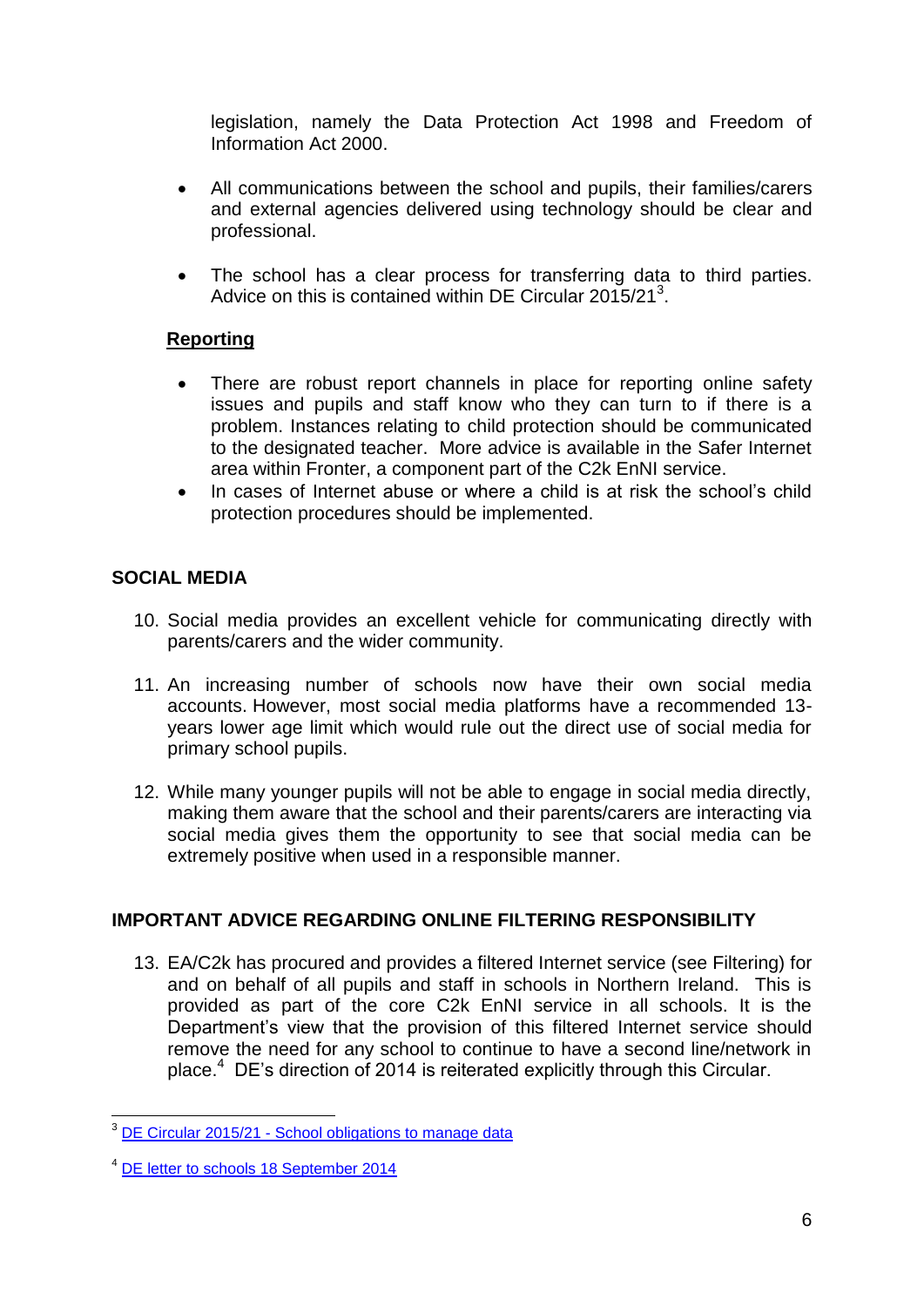legislation, namely the Data Protection Act 1998 and Freedom of Information Act 2000.

- All communications between the school and pupils, their families/carers and external agencies delivered using technology should be clear and professional.

- The school has a clear process for transferring data to third parties. Advice on this is contained within DE Circular 2015/21[3].

**Reporting**

- There are robust report channels in place for reporting online safety issues and pupils and staff know who they can turn to if there is a problem. Instances relating to child protection should be communicated to the designated teacher. More advice is available in the Safer Internet area within Fronter, a component part of the C2k EnNI service.
- In cases of Internet abuse or where a child is at risk the school's child protection procedures should be implemented.

**SOCIAL MEDIA**

10. Social media provides an excellent vehicle for communicating directly with parents/carers and the wider community.

11. An increasing number of schools now have their own social media accounts. However, most social media platforms have a recommended 13-years lower age limit which would rule out the direct use of social media for primary school pupils.

12. While many younger pupils will not be able to engage in social media directly, making them aware that the school and their parents/carers are interacting via social media gives them the opportunity to see that social media can be extremely positive when used in a responsible manner.

**IMPORTANT ADVICE REGARDING ONLINE FILTERING RESPONSIBILITY**

13. EA/C2k has procured and provides a filtered Internet service (see Filtering) for and on behalf of all pupils and staff in schools in Northern Ireland. This is provided as part of the core C2k EnNI service in all schools. It is the Department's view that the provision of this filtered Internet service should remove the need for any school to continue to have a second line/network in place.[4] DE's direction of 2014 is reiterated explicitly through this Circular.

---

[3] DE Circular 2015/21 - School obligations to manage data

[4] DE letter to schools 18 September 2014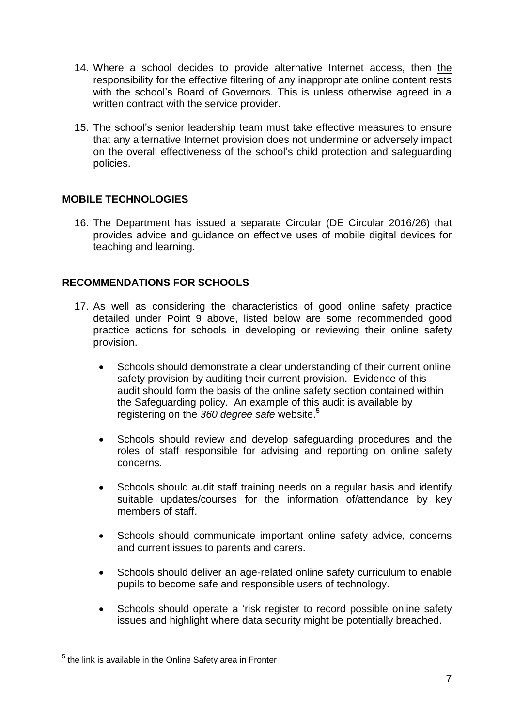14. Where a school decides to provide alternative Internet access, then <u>the responsibility for the effective filtering of any inappropriate online content rests with the school's Board of Governors.</u> This is unless otherwise agreed in a written contract with the service provider.

15. The school's senior leadership team must take effective measures to ensure that any alternative Internet provision does not undermine or adversely impact on the overall effectiveness of the school's child protection and safeguarding policies.

## MOBILE TECHNOLOGIES

16. The Department has issued a separate Circular (DE Circular 2016/26) that provides advice and guidance on effective uses of mobile digital devices for teaching and learning.

## RECOMMENDATIONS FOR SCHOOLS

17. As well as considering the characteristics of good online safety practice detailed under Point 9 above, listed below are some recommended good practice actions for schools in developing or reviewing their online safety provision.

    - Schools should demonstrate a clear understanding of their current online safety provision by auditing their current provision. Evidence of this audit should form the basis of the online safety section contained within the Safeguarding policy. An example of this audit is available by registering on the *360 degree safe* website.[5]

    - Schools should review and develop safeguarding procedures and the roles of staff responsible for advising and reporting on online safety concerns.

    - Schools should audit staff training needs on a regular basis and identify suitable updates/courses for the information of/attendance by key members of staff.

    - Schools should communicate important online safety advice, concerns and current issues to parents and carers.

    - Schools should deliver an age-related online safety curriculum to enable pupils to become safe and responsible users of technology.

    - Schools should operate a 'risk register to record possible online safety issues and highlight where data security might be potentially breached.

---

[5] the link is available in the Online Safety area in Fronter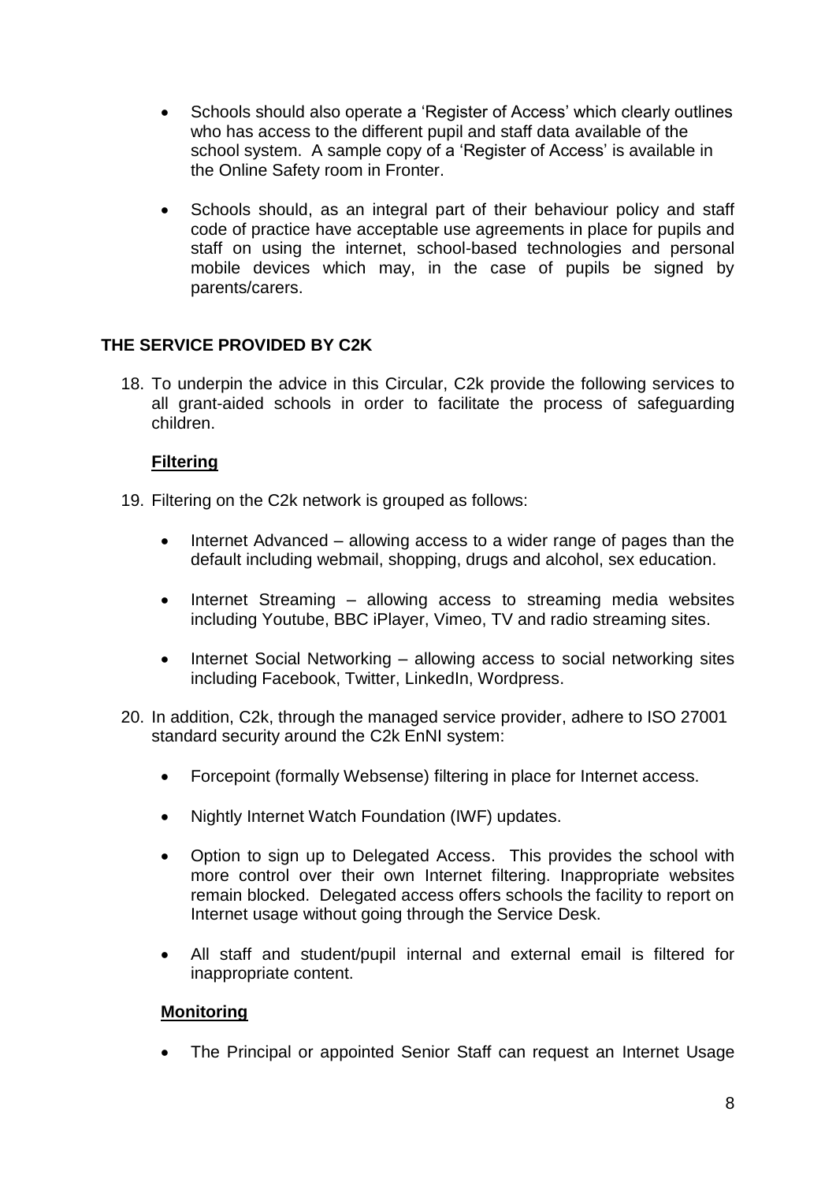- Schools should also operate a 'Register of Access' which clearly outlines who has access to the different pupil and staff data available of the school system. A sample copy of a 'Register of Access' is available in the Online Safety room in Fronter.

- Schools should, as an integral part of their behaviour policy and staff code of practice have acceptable use agreements in place for pupils and staff on using the internet, school-based technologies and personal mobile devices which may, in the case of pupils be signed by parents/carers.

## THE SERVICE PROVIDED BY C2K

18. To underpin the advice in this Circular, C2k provide the following services to all grant-aided schools in order to facilitate the process of safeguarding children.

### Filtering

19. Filtering on the C2k network is grouped as follows:

    - Internet Advanced – allowing access to a wider range of pages than the default including webmail, shopping, drugs and alcohol, sex education.

    - Internet Streaming – allowing access to streaming media websites including Youtube, BBC iPlayer, Vimeo, TV and radio streaming sites.

    - Internet Social Networking – allowing access to social networking sites including Facebook, Twitter, LinkedIn, Wordpress.

20. In addition, C2k, through the managed service provider, adhere to ISO 27001 standard security around the C2k EnNI system:

    - Forcepoint (formally Websense) filtering in place for Internet access.

    - Nightly Internet Watch Foundation (IWF) updates.

    - Option to sign up to Delegated Access. This provides the school with more control over their own Internet filtering. Inappropriate websites remain blocked. Delegated access offers schools the facility to report on Internet usage without going through the Service Desk.

    - All staff and student/pupil internal and external email is filtered for inappropriate content.

### Monitoring

- The Principal or appointed Senior Staff can request an Internet Usage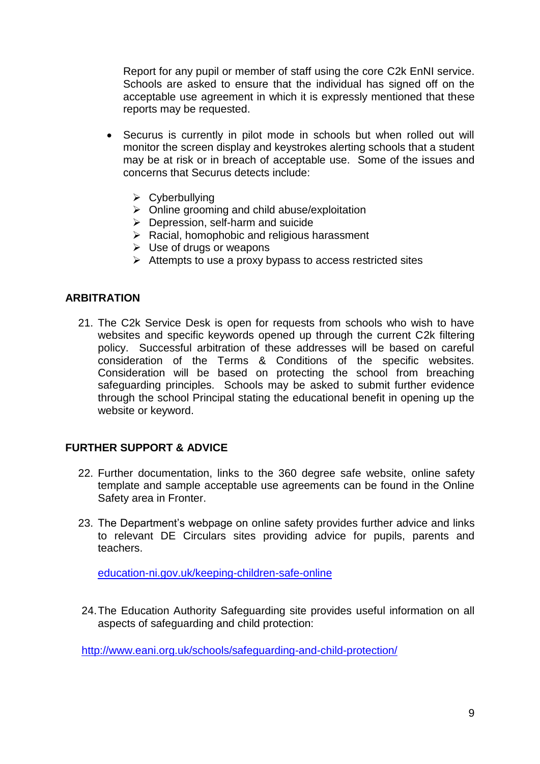Report for any pupil or member of staff using the core C2k EnNI service. Schools are asked to ensure that the individual has signed off on the acceptable use agreement in which it is expressly mentioned that these reports may be requested.

- Securus is currently in pilot mode in schools but when rolled out will monitor the screen display and keystrokes alerting schools that a student may be at risk or in breach of acceptable use. Some of the issues and concerns that Securus detects include:
  - Cyberbullying
  - Online grooming and child abuse/exploitation
  - Depression, self-harm and suicide
  - Racial, homophobic and religious harassment
  - Use of drugs or weapons
  - Attempts to use a proxy bypass to access restricted sites

**ARBITRATION**

21. The C2k Service Desk is open for requests from schools who wish to have websites and specific keywords opened up through the current C2k filtering policy. Successful arbitration of these addresses will be based on careful consideration of the Terms & Conditions of the specific websites. Consideration will be based on protecting the school from breaching safeguarding principles. Schools may be asked to submit further evidence through the school Principal stating the educational benefit in opening up the website or keyword.

**FURTHER SUPPORT & ADVICE**

22. Further documentation, links to the 360 degree safe website, online safety template and sample acceptable use agreements can be found in the Online Safety area in Fronter.

23. The Department's webpage on online safety provides further advice and links to relevant DE Circulars sites providing advice for pupils, parents and teachers.

    [education-ni.gov.uk/keeping-children-safe-online](education-ni.gov.uk/keeping-children-safe-online)

24. The Education Authority Safeguarding site provides useful information on all aspects of safeguarding and child protection:

[http://www.eani.org.uk/schools/safeguarding-and-child-protection/](http://www.eani.org.uk/schools/safeguarding-and-child-protection/)